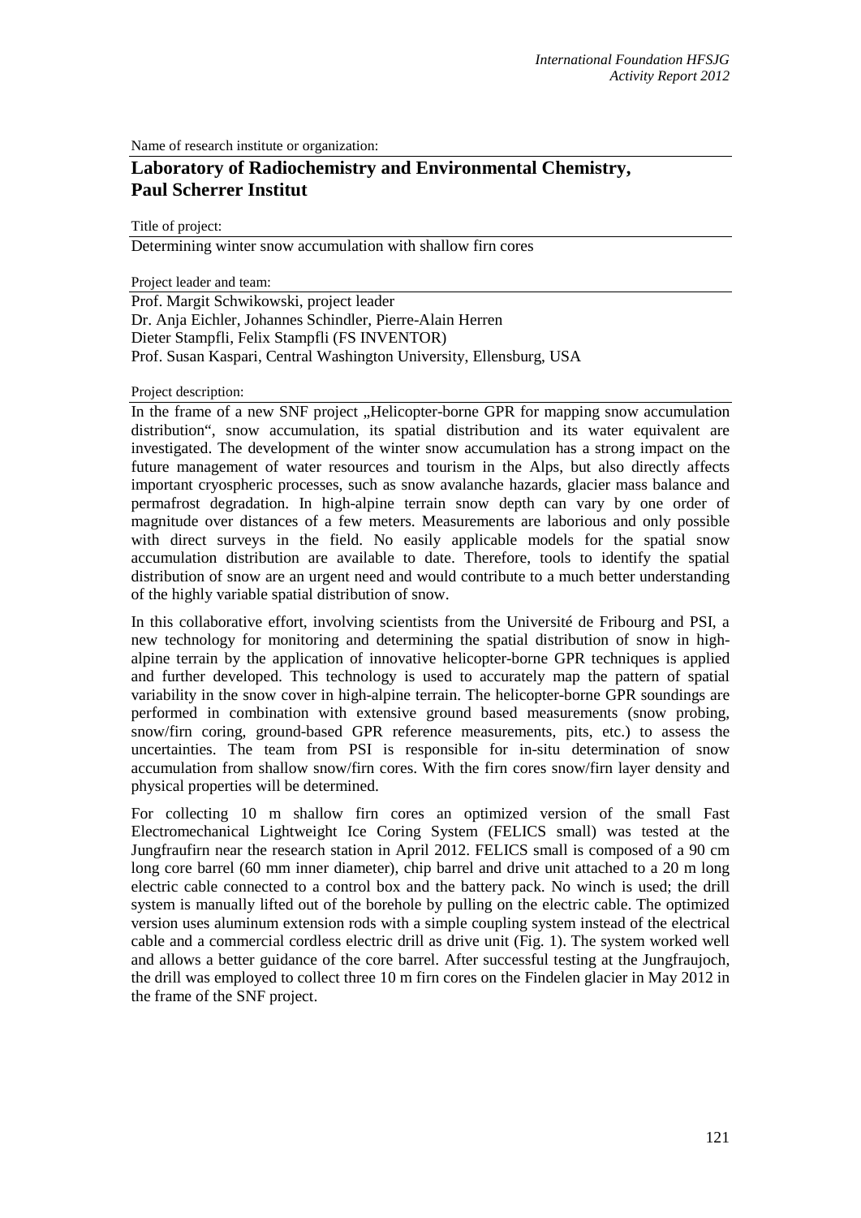Name of research institute or organization:

## Laboratory of Radiochemistry and Environmental Chemistry, Paul Scherrer Institut

Title of project:

Determining winter snow accumulation with shallow firn cores

Project leader and team:

Prof. Margit Schwikowski, project leader
Dr. Anja Eichler, Johannes Schindler, Pierre-Alain Herren
Dieter Stampfli, Felix Stampfli (FS INVENTOR)
Prof. Susan Kaspari, Central Washington University, Ellensburg, USA

Project description:

In the frame of a new SNF project „Helicopter-borne GPR for mapping snow accumulation distribution", snow accumulation, its spatial distribution and its water equivalent are investigated. The development of the winter snow accumulation has a strong impact on the future management of water resources and tourism in the Alps, but also directly affects important cryospheric processes, such as snow avalanche hazards, glacier mass balance and permafrost degradation. In high-alpine terrain snow depth can vary by one order of magnitude over distances of a few meters. Measurements are laborious and only possible with direct surveys in the field. No easily applicable models for the spatial snow accumulation distribution are available to date. Therefore, tools to identify the spatial distribution of snow are an urgent need and would contribute to a much better understanding of the highly variable spatial distribution of snow.

In this collaborative effort, involving scientists from the Université de Fribourg and PSI, a new technology for monitoring and determining the spatial distribution of snow in high-alpine terrain by the application of innovative helicopter-borne GPR techniques is applied and further developed. This technology is used to accurately map the pattern of spatial variability in the snow cover in high-alpine terrain. The helicopter-borne GPR soundings are performed in combination with extensive ground based measurements (snow probing, snow/firn coring, ground-based GPR reference measurements, pits, etc.) to assess the uncertainties. The team from PSI is responsible for in-situ determination of snow accumulation from shallow snow/firn cores. With the firn cores snow/firn layer density and physical properties will be determined.

For collecting 10 m shallow firn cores an optimized version of the small Fast Electromechanical Lightweight Ice Coring System (FELICS small) was tested at the Jungfraufirn near the research station in April 2012. FELICS small is composed of a 90 cm long core barrel (60 mm inner diameter), chip barrel and drive unit attached to a 20 m long electric cable connected to a control box and the battery pack. No winch is used; the drill system is manually lifted out of the borehole by pulling on the electric cable. The optimized version uses aluminum extension rods with a simple coupling system instead of the electrical cable and a commercial cordless electric drill as drive unit (Fig. 1). The system worked well and allows a better guidance of the core barrel. After successful testing at the Jungfraujoch, the drill was employed to collect three 10 m firn cores on the Findelen glacier in May 2012 in the frame of the SNF project.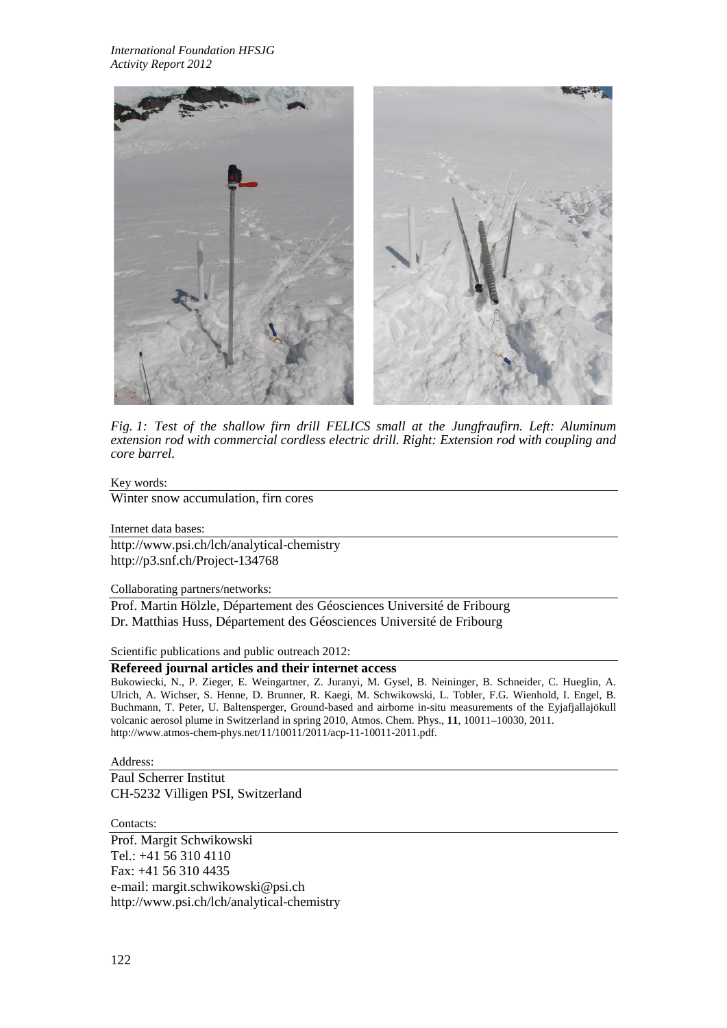*Fig. 1: Test of the shallow firn drill FELICS small at the Jungfraufirn. Left: Aluminum extension rod with commercial cordless electric drill. Right: Extension rod with coupling and core barrel.*

Key words:

Winter snow accumulation, firn cores

Internet data bases:

http://www.psi.ch/lch/analytical-chemistry
http://p3.snf.ch/Project-134768

Collaborating partners/networks:

Prof. Martin Hölzle, Département des Géosciences Université de Fribourg
Dr. Matthias Huss, Département des Géosciences Université de Fribourg

Scientific publications and public outreach 2012:

**Refereed journal articles and their internet access**

Bukowiecki, N., P. Zieger, E. Weingartner, Z. Juranyi, M. Gysel, B. Neininger, B. Schneider, C. Hueglin, A. Ulrich, A. Wichser, S. Henne, D. Brunner, R. Kaegi, M. Schwikowski, L. Tobler, F.G. Wienhold, I. Engel, B. Buchmann, T. Peter, U. Baltensperger, Ground-based and airborne in-situ measurements of the Eyjafjallajökull volcanic aerosol plume in Switzerland in spring 2010, Atmos. Chem. Phys., **11**, 10011–10030, 2011. http://www.atmos-chem-phys.net/11/10011/2011/acp-11-10011-2011.pdf.

Address:

Paul Scherrer Institut
CH-5232 Villigen PSI, Switzerland

Contacts:

Prof. Margit Schwikowski
Tel.: +41 56 310 4110
Fax: +41 56 310 4435
e-mail: margit.schwikowski@psi.ch
http://www.psi.ch/lch/analytical-chemistry